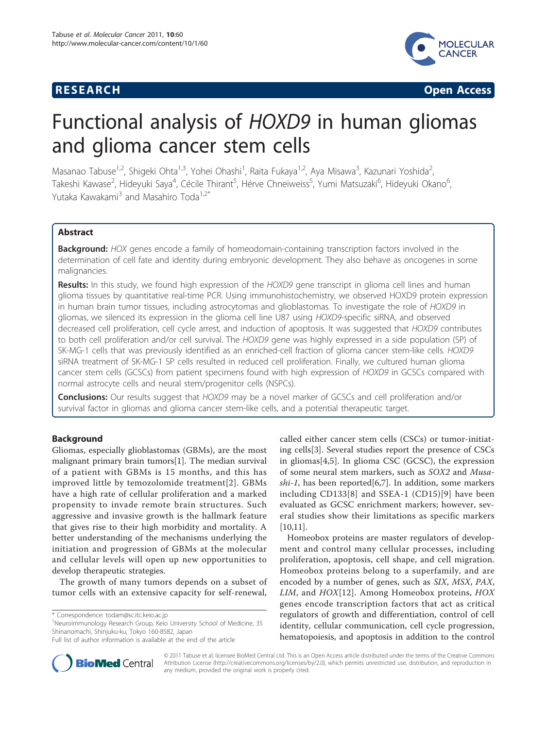**RESEARCH** **Open Access**

# Functional analysis of *HOXD9* in human gliomas and glioma cancer stem cells

Masanao Tabuse[1,2], Shigeki Ohta[1,3], Yohei Ohashi[1], Raita Fukaya[1,2], Aya Misawa[3], Kazunari Yoshida[2], Takeshi Kawase[2], Hideyuki Saya[4], Cécile Thirant[5], Hérve Chneiweiss[5], Yumi Matsuzaki[6], Hideyuki Okano[6], Yutaka Kawakami[3] and Masahiro Toda[1,2*]

## Abstract

**Background:** *HOX* genes encode a family of homeodomain-containing transcription factors involved in the determination of cell fate and identity during embryonic development. They also behave as oncogenes in some malignancies.

**Results:** In this study, we found high expression of the *HOXD9* gene transcript in glioma cell lines and human glioma tissues by quantitative real-time PCR. Using immunohistochemistry, we observed HOXD9 protein expression in human brain tumor tissues, including astrocytomas and glioblastomas. To investigate the role of *HOXD9* in gliomas, we silenced its expression in the glioma cell line U87 using *HOXD9*-specific siRNA, and observed decreased cell proliferation, cell cycle arrest, and induction of apoptosis. It was suggested that *HOXD9* contributes to both cell proliferation and/or cell survival. The *HOXD9* gene was highly expressed in a side population (SP) of SK-MG-1 cells that was previously identified as an enriched-cell fraction of glioma cancer stem-like cells. *HOXD9* siRNA treatment of SK-MG-1 SP cells resulted in reduced cell proliferation. Finally, we cultured human glioma cancer stem cells (GCSCs) from patient specimens found with high expression of *HOXD9* in GCSCs compared with normal astrocyte cells and neural stem/progenitor cells (NSPCs).

**Conclusions:** Our results suggest that *HOXD9* may be a novel marker of GCSCs and cell proliferation and/or survival factor in gliomas and glioma cancer stem-like cells, and a potential therapeutic target.

## Background

Gliomas, especially glioblastomas (GBMs), are the most malignant primary brain tumors[1]. The median survival of a patient with GBMs is 15 months, and this has improved little by temozolomide treatment[2]. GBMs have a high rate of cellular proliferation and a marked propensity to invade remote brain structures. Such aggressive and invasive growth is the hallmark feature that gives rise to their high morbidity and mortality. A better understanding of the mechanisms underlying the initiation and progression of GBMs at the molecular and cellular levels will open up new opportunities to develop therapeutic strategies.

The growth of many tumors depends on a subset of tumor cells with an extensive capacity for self-renewal, called either cancer stem cells (CSCs) or tumor-initiating cells[3]. Several studies report the presence of CSCs in gliomas[4,5]. In glioma CSC (GCSC), the expression of some neural stem markers, such as *SOX2* and *Musashi-1*, has been reported[6,7]. In addition, some markers including CD133[8] and SSEA-1 (CD15)[9] have been evaluated as GCSC enrichment markers; however, several studies show their limitations as specific markers [10,11].

Homeobox proteins are master regulators of development and control many cellular processes, including proliferation, apoptosis, cell shape, and cell migration. Homeobox proteins belong to a superfamily, and are encoded by a number of genes, such as *SIX*, *MSX*, *PAX*, *LIM*, and *HOX*[12]. Among Homeobox proteins, *HOX* genes encode transcription factors that act as critical regulators of growth and differentiation, control of cell identity, cellular communication, cell cycle progression, hematopoiesis, and apoptosis in addition to the control

\* Correspondence: todam@sc.itc.keio.ac.jp
[1]Neuroimmunology Research Group, Keio University School of Medicine, 35 Shinanomachi, Shinjuku-ku, Tokyo 160-8582, Japan
Full list of author information is available at the end of the article

© 2011 Tabuse et al; licensee BioMed Central Ltd. This is an Open Access article distributed under the terms of the Creative Commons Attribution License (http://creativecommons.org/licenses/by/2.0), which permits unrestricted use, distribution, and reproduction in any medium, provided the original work is properly cited.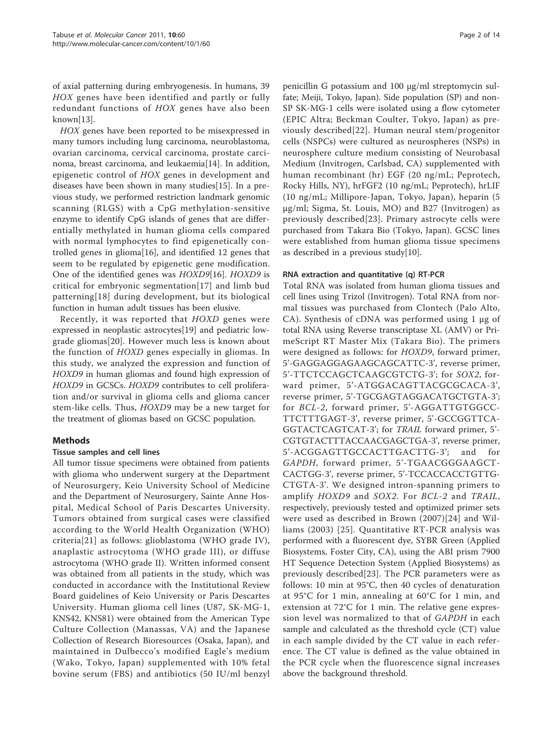of axial patterning during embryogenesis. In humans, 39 *HOX* genes have been identified and partly or fully redundant functions of *HOX* genes have also been known[13].

*HOX* genes have been reported to be misexpressed in many tumors including lung carcinoma, neuroblastoma, ovarian carcinoma, cervical carcinoma, prostate carcinoma, breast carcinoma, and leukaemia[14]. In addition, epigenetic control of *HOX* genes in development and diseases have been shown in many studies[15]. In a previous study, we performed restriction landmark genomic scanning (RLGS) with a CpG methylation-sensitive enzyme to identify CpG islands of genes that are differentially methylated in human glioma cells compared with normal lymphocytes to find epigenetically controlled genes in glioma[16], and identified 12 genes that seem to be regulated by epigenetic gene modification. One of the identified genes was *HOXD9*[16]. *HOXD9* is critical for embryonic segmentation[17] and limb bud patterning[18] during development, but its biological function in human adult tissues has been elusive.

Recently, it was reported that *HOXD* genes were expressed in neoplastic astrocytes[19] and pediatric low-grade gliomas[20]. However much less is known about the function of *HOXD* genes especially in gliomas. In this study, we analyzed the expression and function of *HOXD9* in human gliomas and found high expression of *HOXD9* in GCSCs. *HOXD9* contributes to cell proliferation and/or survival in glioma cells and glioma cancer stem-like cells. Thus, *HOXD9* may be a new target for the treatment of gliomas based on GCSC population.

## Methods

### Tissue samples and cell lines

All tumor tissue specimens were obtained from patients with glioma who underwent surgery at the Department of Neurosurgery, Keio University School of Medicine and the Department of Neurosurgery, Sainte Anne Hospital, Medical School of Paris Descartes University. Tumors obtained from surgical cases were classified according to the World Health Organization (WHO) criteria[21] as follows: glioblastoma (WHO grade IV), anaplastic astrocytoma (WHO grade III), or diffuse astrocytoma (WHO grade II). Written informed consent was obtained from all patients in the study, which was conducted in accordance with the Institutional Review Board guidelines of Keio University or Paris Descartes University. Human glioma cell lines (U87, SK-MG-1, KNS42, KNS81) were obtained from the American Type Culture Collection (Manassas, VA) and the Japanese Collection of Research Bioresources (Osaka, Japan), and maintained in Dulbecco's modified Eagle's medium (Wako, Tokyo, Japan) supplemented with 10% fetal bovine serum (FBS) and antibiotics (50 IU/ml benzyl penicillin G potassium and 100 μg/ml streptomycin sulfate; Meiji, Tokyo, Japan). Side population (SP) and non-SP SK-MG-1 cells were isolated using a flow cytometer (EPIC Altra; Beckman Coulter, Tokyo, Japan) as previously described[22]. Human neural stem/progenitor cells (NSPCs) were cultured as neurospheres (NSPs) in neurosphere culture medium consisting of Neurobasal Medium (Invitrogen, Carlsbad, CA) supplemented with human recombinant (hr) EGF (20 ng/mL; Peprotech, Rocky Hills, NY), hrFGF2 (10 ng/mL; Peprotech), hrLIF (10 ng/mL; Millipore-Japan, Tokyo, Japan), heparin (5 μg/ml; Sigma, St. Louis, MO) and B27 (Invitrogen) as previously described[23]. Primary astrocyte cells were purchased from Takara Bio (Tokyo, Japan). GCSC lines were established from human glioma tissue specimens as described in a previous study[10].

### RNA extraction and quantitative (q) RT-PCR

Total RNA was isolated from human glioma tissues and cell lines using Trizol (Invitrogen). Total RNA from normal tissues was purchased from Clontech (Palo Alto, CA). Synthesis of cDNA was performed using 1 μg of total RNA using Reverse transcriptase XL (AMV) or PrimeScript RT Master Mix (Takara Bio). The primers were designed as follows: for *HOXD9*, forward primer, 5'-GAGGAGGAGAAGCAGCATTC-3', reverse primer, 5'-TTCTCCAGCTCAAGCGTCTG-3'; for *SOX2*, forward primer, 5'-ATGGACAGTTACGCGCACA-3', reverse primer, 5'-TGCGAGTAGGACATGCTGTA-3'; for *BCL-2*, forward primer, 5'-AGGATTGTGGCCTTCTTTGAGT-3', reverse primer, 5'-GCCGGTTCAGGTACTCAGTCAT-3'; for *TRAIL* forward primer, 5'-CGTGTACTTTACCAACGAGCTGA-3', reverse primer, 5'-ACGGAGTTGCCACTTGACTTG-3'; and for *GAPDH*, forward primer, 5'-TGAACGGGAAGCTCACTGG-3', reverse primer, 5'-TCCACCACCTGTTGCTGTA-3'. We designed intron-spanning primers to amplify *HOXD9* and *SOX2*. For *BCL-2* and *TRAIL*, respectively, previously tested and optimized primer sets were used as described in Brown (2007)[24] and Williams (2003) [25]. Quantitative RT-PCR analysis was performed with a fluorescent dye, SYBR Green (Applied Biosystems, Foster City, CA), using the ABI prism 7900 HT Sequence Detection System (Applied Biosystems) as previously described[23]. The PCR parameters were as follows: 10 min at 95°C, then 40 cycles of denaturation at 95°C for 1 min, annealing at 60°C for 1 min, and extension at 72°C for 1 min. The relative gene expression level was normalized to that of *GAPDH* in each sample and calculated as the threshold cycle (CT) value in each sample divided by the CT value in each reference. The CT value is defined as the value obtained in the PCR cycle when the fluorescence signal increases above the background threshold.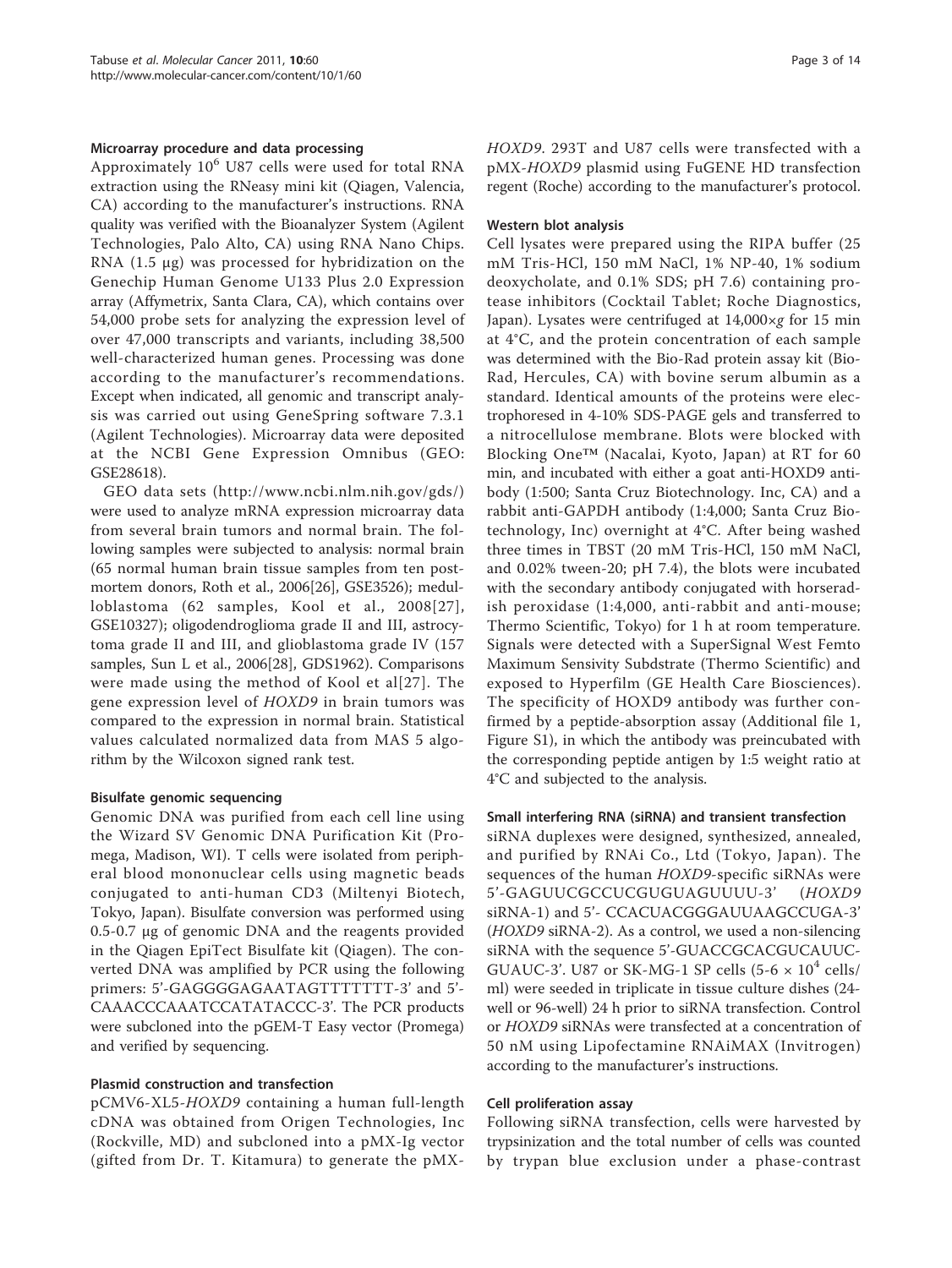### Microarray procedure and data processing

Approximately $10^6$ U87 cells were used for total RNA extraction using the RNeasy mini kit (Qiagen, Valencia, CA) according to the manufacturer's instructions. RNA quality was verified with the Bioanalyzer System (Agilent Technologies, Palo Alto, CA) using RNA Nano Chips. RNA (1.5 μg) was processed for hybridization on the Genechip Human Genome U133 Plus 2.0 Expression array (Affymetrix, Santa Clara, CA), which contains over 54,000 probe sets for analyzing the expression level of over 47,000 transcripts and variants, including 38,500 well-characterized human genes. Processing was done according to the manufacturer's recommendations. Except when indicated, all genomic and transcript analysis was carried out using GeneSpring software 7.3.1 (Agilent Technologies). Microarray data were deposited at the NCBI Gene Expression Omnibus (GEO: GSE28618).

GEO data sets (http://www.ncbi.nlm.nih.gov/gds/) were used to analyze mRNA expression microarray data from several brain tumors and normal brain. The following samples were subjected to analysis: normal brain (65 normal human brain tissue samples from ten postmortem donors, Roth et al., 2006[26], GSE3526); medulloblastoma (62 samples, Kool et al., 2008[27], GSE10327); oligodendroglioma grade II and III, astrocytoma grade II and III, and glioblastoma grade IV (157 samples, Sun L et al., 2006[28], GDS1962). Comparisons were made using the method of Kool et al[27]. The gene expression level of *HOXD9* in brain tumors was compared to the expression in normal brain. Statistical values calculated normalized data from MAS 5 algorithm by the Wilcoxon signed rank test.

### Bisulfate genomic sequencing

Genomic DNA was purified from each cell line using the Wizard SV Genomic DNA Purification Kit (Promega, Madison, WI). T cells were isolated from peripheral blood mononuclear cells using magnetic beads conjugated to anti-human CD3 (Miltenyi Biotech, Tokyo, Japan). Bisulfate conversion was performed using 0.5-0.7 μg of genomic DNA and the reagents provided in the Qiagen EpiTect Bisulfate kit (Qiagen). The converted DNA was amplified by PCR using the following primers: 5'-GAGGGGAGAATAGTTTTTTT-3' and 5'-CAAACCCAAATCCATATACCC-3'. The PCR products were subcloned into the pGEM-T Easy vector (Promega) and verified by sequencing.

### Plasmid construction and transfection

pCMV6-XL5-*HOXD9* containing a human full-length cDNA was obtained from Origen Technologies, Inc (Rockville, MD) and subcloned into a pMX-Ig vector (gifted from Dr. T. Kitamura) to generate the pMX-*HOXD9*. 293T and U87 cells were transfected with a pMX-*HOXD9* plasmid using FuGENE HD transfection regent (Roche) according to the manufacturer's protocol.

### Western blot analysis

Cell lysates were prepared using the RIPA buffer (25 mM Tris-HCl, 150 mM NaCl, 1% NP-40, 1% sodium deoxycholate, and 0.1% SDS; pH 7.6) containing protease inhibitors (Cocktail Tablet; Roche Diagnostics, Japan). Lysates were centrifuged at 14,000×*g* for 15 min at 4°C, and the protein concentration of each sample was determined with the Bio-Rad protein assay kit (Bio-Rad, Hercules, CA) with bovine serum albumin as a standard. Identical amounts of the proteins were electrophoresed in 4-10% SDS-PAGE gels and transferred to a nitrocellulose membrane. Blots were blocked with Blocking One™ (Nacalai, Kyoto, Japan) at RT for 60 min, and incubated with either a goat anti-HOXD9 antibody (1:500; Santa Cruz Biotechnology. Inc, CA) and a rabbit anti-GAPDH antibody (1:4,000; Santa Cruz Biotechnology, Inc) overnight at 4°C. After being washed three times in TBST (20 mM Tris-HCl, 150 mM NaCl, and 0.02% tween-20; pH 7.4), the blots were incubated with the secondary antibody conjugated with horseradish peroxidase (1:4,000, anti-rabbit and anti-mouse; Thermo Scientific, Tokyo) for 1 h at room temperature. Signals were detected with a SuperSignal West Femto Maximum Sensivity Subdstrate (Thermo Scientific) and exposed to Hyperfilm (GE Health Care Biosciences). The specificity of HOXD9 antibody was further confirmed by a peptide-absorption assay (Additional file 1, Figure S1), in which the antibody was preincubated with the corresponding peptide antigen by 1:5 weight ratio at 4°C and subjected to the analysis.

### Small interfering RNA (siRNA) and transient transfection

siRNA duplexes were designed, synthesized, annealed, and purified by RNAi Co., Ltd (Tokyo, Japan). The sequences of the human *HOXD9*-specific siRNAs were 5'-GAGUUCGCCUCGUGUAGUUUU-3' (*HOXD9* siRNA-1) and 5'- CCACUACGGGAUUAAGCCUGA-3' (*HOXD9* siRNA-2). As a control, we used a non-silencing siRNA with the sequence 5'-GUACCGCACGUCAUUCGUAUC-3'. U87 or SK-MG-1 SP cells (5-6 × $10^4$ cells/ml) were seeded in triplicate in tissue culture dishes (24-well or 96-well) 24 h prior to siRNA transfection. Control or *HOXD9* siRNAs were transfected at a concentration of 50 nM using Lipofectamine RNAiMAX (Invitrogen) according to the manufacturer's instructions.

### Cell proliferation assay

Following siRNA transfection, cells were harvested by trypsinization and the total number of cells was counted by trypan blue exclusion under a phase-contrast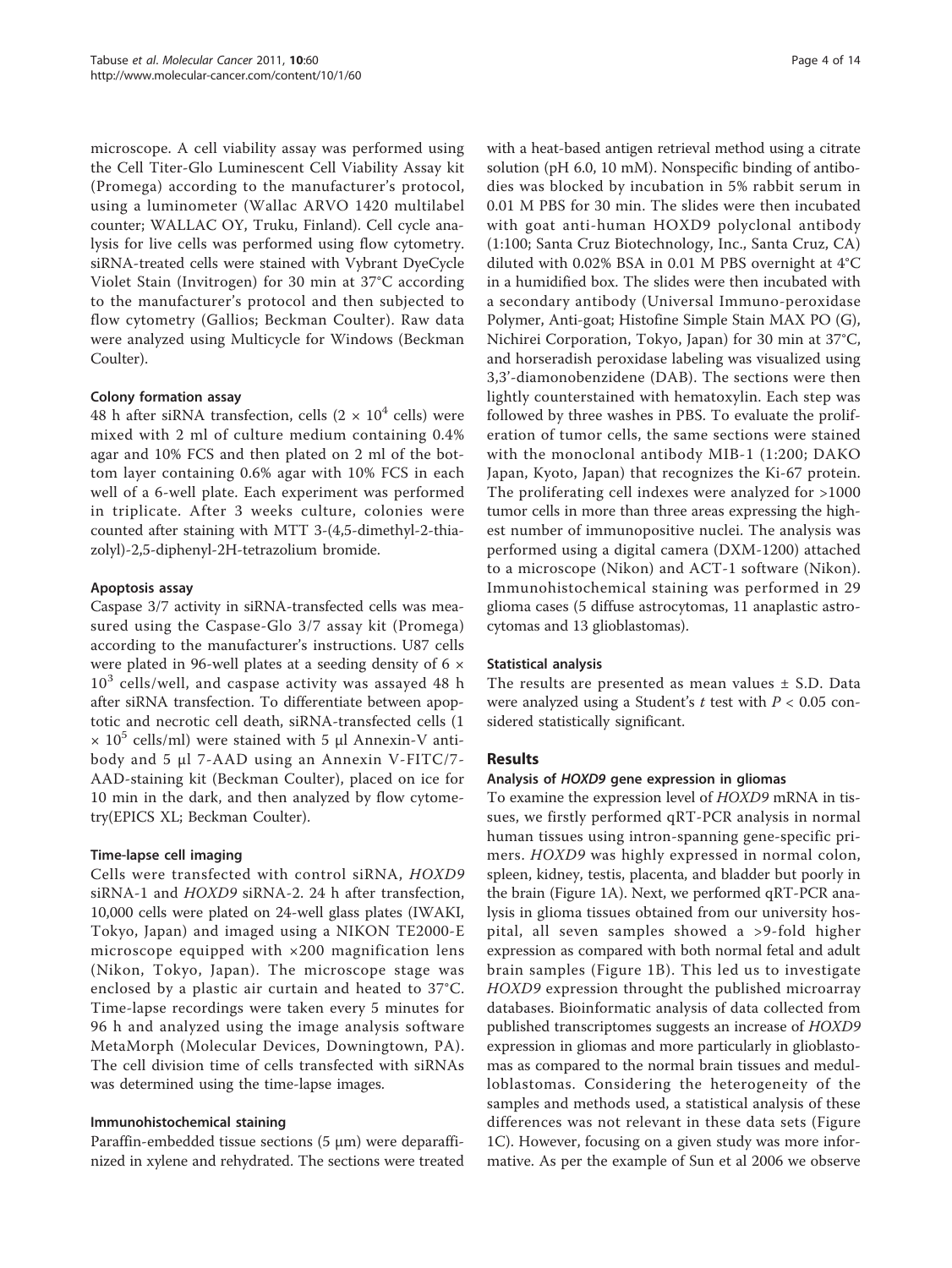microscope. A cell viability assay was performed using the Cell Titer-Glo Luminescent Cell Viability Assay kit (Promega) according to the manufacturer's protocol, using a luminometer (Wallac ARVO 1420 multilabel counter; WALLAC OY, Truku, Finland). Cell cycle analysis for live cells was performed using flow cytometry. siRNA-treated cells were stained with Vybrant DyeCycle Violet Stain (Invitrogen) for 30 min at 37°C according to the manufacturer's protocol and then subjected to flow cytometry (Gallios; Beckman Coulter). Raw data were analyzed using Multicycle for Windows (Beckman Coulter).

#### Colony formation assay

48 h after siRNA transfection, cells ($2 \times 10^4$ cells) were mixed with 2 ml of culture medium containing 0.4% agar and 10% FCS and then plated on 2 ml of the bottom layer containing 0.6% agar with 10% FCS in each well of a 6-well plate. Each experiment was performed in triplicate. After 3 weeks culture, colonies were counted after staining with MTT 3-(4,5-dimethyl-2-thiazolyl)-2,5-diphenyl-2H-tetrazolium bromide.

#### Apoptosis assay

Caspase 3/7 activity in siRNA-transfected cells was measured using the Caspase-Glo 3/7 assay kit (Promega) according to the manufacturer's instructions. U87 cells were plated in 96-well plates at a seeding density of $6 \times 10^3$ cells/well, and caspase activity was assayed 48 h after siRNA transfection. To differentiate between apoptotic and necrotic cell death, siRNA-transfected cells ($1 \times 10^5$ cells/ml) were stained with 5 μl Annexin-V antibody and 5 μl 7-AAD using an Annexin V-FITC/7-AAD-staining kit (Beckman Coulter), placed on ice for 10 min in the dark, and then analyzed by flow cytometry(EPICS XL; Beckman Coulter).

#### Time-lapse cell imaging

Cells were transfected with control siRNA, *HOXD9* siRNA-1 and *HOXD9* siRNA-2. 24 h after transfection, 10,000 cells were plated on 24-well glass plates (IWAKI, Tokyo, Japan) and imaged using a NIKON TE2000-E microscope equipped with ×200 magnification lens (Nikon, Tokyo, Japan). The microscope stage was enclosed by a plastic air curtain and heated to 37°C. Time-lapse recordings were taken every 5 minutes for 96 h and analyzed using the image analysis software MetaMorph (Molecular Devices, Downingtown, PA). The cell division time of cells transfected with siRNAs was determined using the time-lapse images.

#### Immunohistochemical staining

Paraffin-embedded tissue sections (5 μm) were deparaffinized in xylene and rehydrated. The sections were treated with a heat-based antigen retrieval method using a citrate solution (pH 6.0, 10 mM). Nonspecific binding of antibodies was blocked by incubation in 5% rabbit serum in 0.01 M PBS for 30 min. The slides were then incubated with goat anti-human HOXD9 polyclonal antibody (1:100; Santa Cruz Biotechnology, Inc., Santa Cruz, CA) diluted with 0.02% BSA in 0.01 M PBS overnight at 4°C in a humidified box. The slides were then incubated with a secondary antibody (Universal Immuno-peroxidase Polymer, Anti-goat; Histofine Simple Stain MAX PO (G), Nichirei Corporation, Tokyo, Japan) for 30 min at 37°C, and horseradish peroxidase labeling was visualized using 3,3'-diamonobenzidene (DAB). The sections were then lightly counterstained with hematoxylin. Each step was followed by three washes in PBS. To evaluate the proliferation of tumor cells, the same sections were stained with the monoclonal antibody MIB-1 (1:200; DAKO Japan, Kyoto, Japan) that recognizes the Ki-67 protein. The proliferating cell indexes were analyzed for >1000 tumor cells in more than three areas expressing the highest number of immunopositive nuclei. The analysis was performed using a digital camera (DXM-1200) attached to a microscope (Nikon) and ACT-1 software (Nikon). Immunohistochemical staining was performed in 29 glioma cases (5 diffuse astrocytomas, 11 anaplastic astrocytomas and 13 glioblastomas).

#### Statistical analysis

The results are presented as mean values ± S.D. Data were analyzed using a Student's $t$ test with $P < 0.05$ considered statistically significant.

## Results

#### Analysis of *HOXD9* gene expression in gliomas

To examine the expression level of *HOXD9* mRNA in tissues, we firstly performed qRT-PCR analysis in normal human tissues using intron-spanning gene-specific primers. *HOXD9* was highly expressed in normal colon, spleen, kidney, testis, placenta, and bladder but poorly in the brain (Figure 1A). Next, we performed qRT-PCR analysis in glioma tissues obtained from our university hospital, all seven samples showed a >9-fold higher expression as compared with both normal fetal and adult brain samples (Figure 1B). This led us to investigate *HOXD9* expression throught the published microarray databases. Bioinformatic analysis of data collected from published transcriptomes suggests an increase of *HOXD9* expression in gliomas and more particularly in glioblastomas as compared to the normal brain tissues and medulloblastomas. Considering the heterogeneity of the samples and methods used, a statistical analysis of these differences was not relevant in these data sets (Figure 1C). However, focusing on a given study was more informative. As per the example of Sun et al 2006 we observe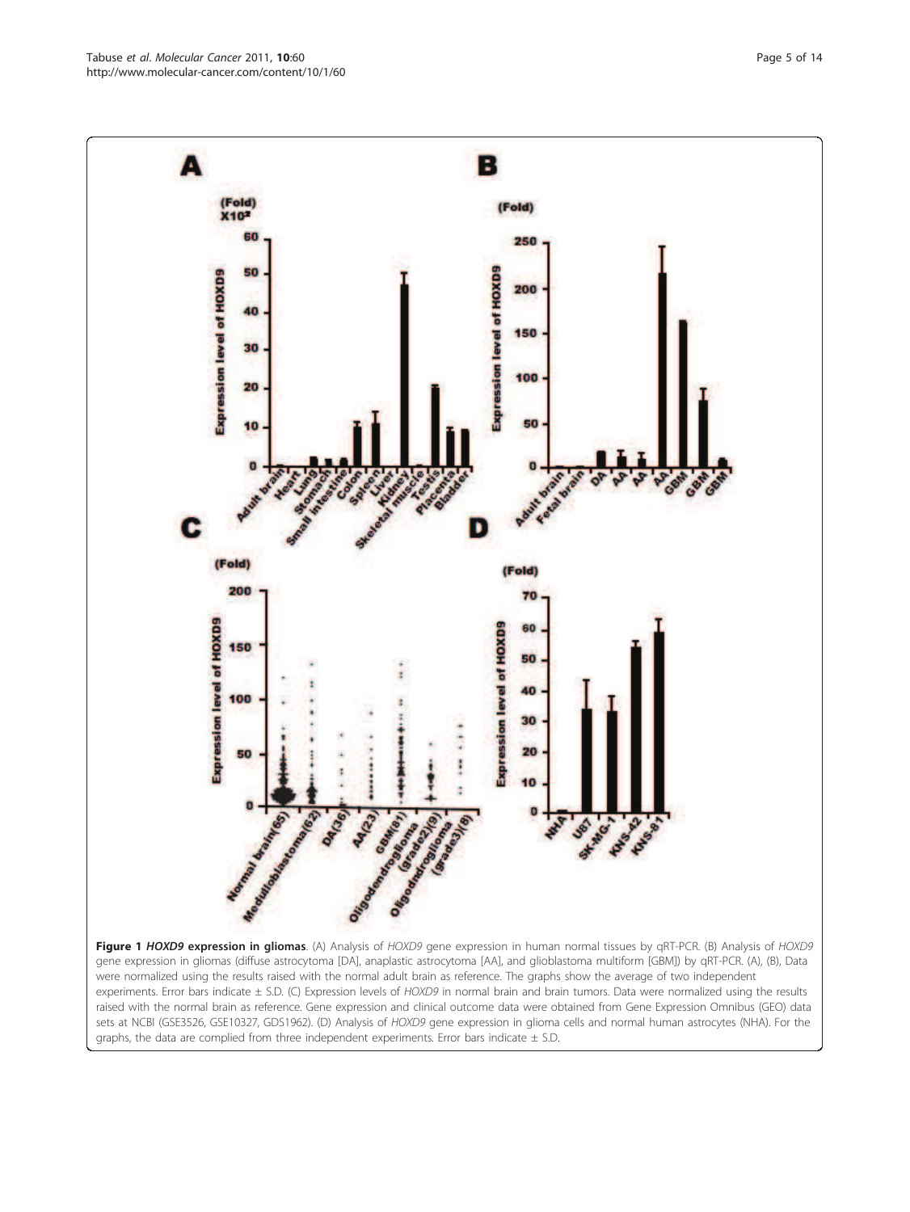**Figure 1 *HOXD9* expression in gliomas**. (A) Analysis of *HOXD9* gene expression in human normal tissues by qRT-PCR. (B) Analysis of *HOXD9* gene expression in gliomas (diffuse astrocytoma [DA], anaplastic astrocytoma [AA], and glioblastoma multiform [GBM]) by qRT-PCR. (A), (B), Data were normalized using the results raised with the normal adult brain as reference. The graphs show the average of two independent experiments. Error bars indicate ± S.D. (C) Expression levels of *HOXD9* in normal brain and brain tumors. Data were normalized using the results raised with the normal brain as reference. Gene expression and clinical outcome data were obtained from Gene Expression Omnibus (GEO) data sets at NCBI (GSE3526, GSE10327, GDS1962). (D) Analysis of *HOXD9* gene expression in glioma cells and normal human astrocytes (NHA). For the graphs, the data are complied from three independent experiments. Error bars indicate ± S.D.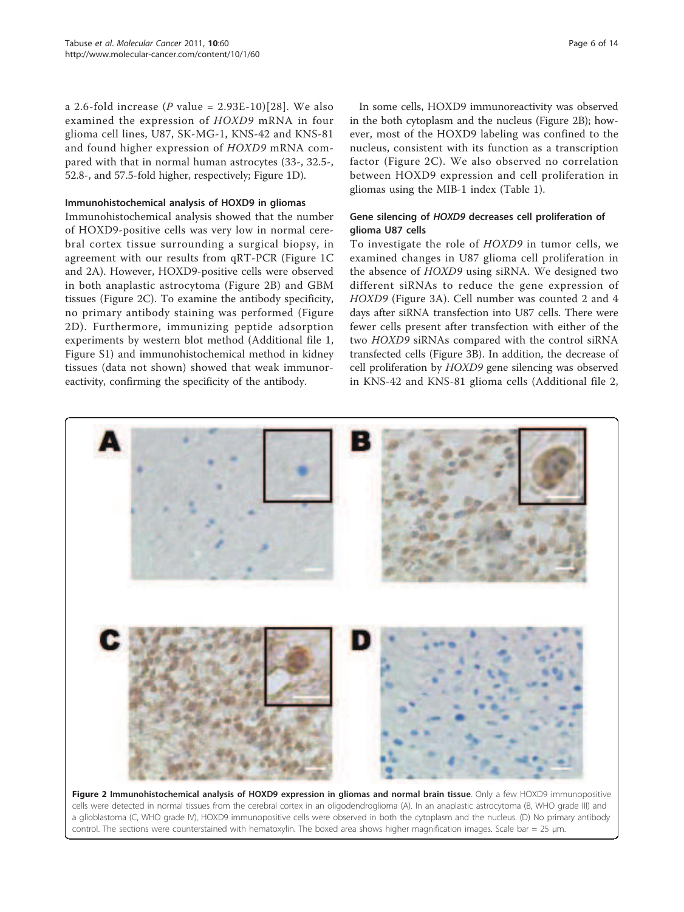a 2.6-fold increase ($P$ value = 2.93E-10)[28]. We also examined the expression of *HOXD9* mRNA in four glioma cell lines, U87, SK-MG-1, KNS-42 and KNS-81 and found higher expression of *HOXD9* mRNA compared with that in normal human astrocytes (33-, 32.5-, 52.8-, and 57.5-fold higher, respectively; Figure 1D).

### Immunohistochemical analysis of HOXD9 in gliomas

Immunohistochemical analysis showed that the number of HOXD9-positive cells was very low in normal cerebral cortex tissue surrounding a surgical biopsy, in agreement with our results from qRT-PCR (Figure 1C and 2A). However, HOXD9-positive cells were observed in both anaplastic astrocytoma (Figure 2B) and GBM tissues (Figure 2C). To examine the antibody specificity, no primary antibody staining was performed (Figure 2D). Furthermore, immunizing peptide adsorption experiments by western blot method (Additional file 1, Figure S1) and immunohistochemical method in kidney tissues (data not shown) showed that weak immunoreactivity, confirming the specificity of the antibody.

In some cells, HOXD9 immunoreactivity was observed in the both cytoplasm and the nucleus (Figure 2B); however, most of the HOXD9 labeling was confined to the nucleus, consistent with its function as a transcription factor (Figure 2C). We also observed no correlation between HOXD9 expression and cell proliferation in gliomas using the MIB-1 index (Table 1).

### Gene silencing of *HOXD9* decreases cell proliferation of glioma U87 cells

To investigate the role of *HOXD9* in tumor cells, we examined changes in U87 glioma cell proliferation in the absence of *HOXD9* using siRNA. We designed two different siRNAs to reduce the gene expression of *HOXD9* (Figure 3A). Cell number was counted 2 and 4 days after siRNA transfection into U87 cells. There were fewer cells present after transfection with either of the two *HOXD9* siRNAs compared with the control siRNA transfected cells (Figure 3B). In addition, the decrease of cell proliferation by *HOXD9* gene silencing was observed in KNS-42 and KNS-81 glioma cells (Additional file 2,

**Figure 2 Immunohistochemical analysis of HOXD9 expression in gliomas and normal brain tissue**. Only a few HOXD9 immunopositive cells were detected in normal tissues from the cerebral cortex in an oligodendroglioma (A). In an anaplastic astrocytoma (B, WHO grade III) and a glioblastoma (C, WHO grade IV), HOXD9 immunopositive cells were observed in both the cytoplasm and the nucleus. (D) No primary antibody control. The sections were counterstained with hematoxylin. The boxed area shows higher magnification images. Scale bar = 25 μm.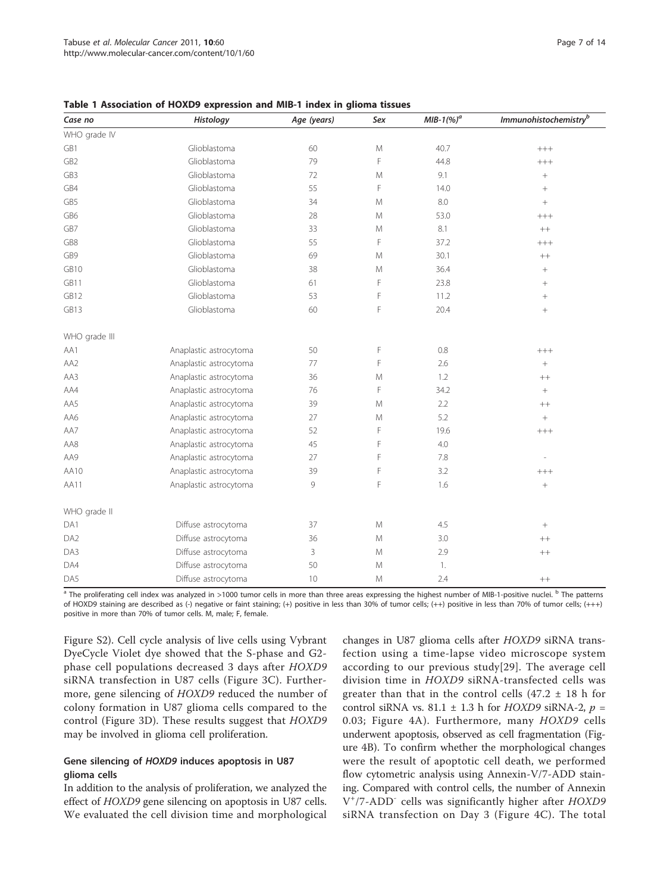**Table 1 Association of HOXD9 expression and MIB-1 index in glioma tissues**

| Case no | Histology | Age (years) | Sex | MIB-1(%)[a] | Immunohistochemistry[b] |
|---|---|---|---|---|---|
| WHO grade IV | | | | | |
| GB1 | Glioblastoma | 60 | M | 40.7 | +++ |
| GB2 | Glioblastoma | 79 | F | 44.8 | +++ |
| GB3 | Glioblastoma | 72 | M | 9.1 | + |
| GB4 | Glioblastoma | 55 | F | 14.0 | + |
| GB5 | Glioblastoma | 34 | M | 8.0 | + |
| GB6 | Glioblastoma | 28 | M | 53.0 | +++ |
| GB7 | Glioblastoma | 33 | M | 8.1 | ++ |
| GB8 | Glioblastoma | 55 | F | 37.2 | +++ |
| GB9 | Glioblastoma | 69 | M | 30.1 | ++ |
| GB10 | Glioblastoma | 38 | M | 36.4 | + |
| GB11 | Glioblastoma | 61 | F | 23.8 | + |
| GB12 | Glioblastoma | 53 | F | 11.2 | + |
| GB13 | Glioblastoma | 60 | F | 20.4 | + |
| WHO grade III | | | | | |
| AA1 | Anaplastic astrocytoma | 50 | F | 0.8 | +++ |
| AA2 | Anaplastic astrocytoma | 77 | F | 2.6 | + |
| AA3 | Anaplastic astrocytoma | 36 | M | 1.2 | ++ |
| AA4 | Anaplastic astrocytoma | 76 | F | 34.2 | + |
| AA5 | Anaplastic astrocytoma | 39 | M | 2.2 | ++ |
| AA6 | Anaplastic astrocytoma | 27 | M | 5.2 | + |
| AA7 | Anaplastic astrocytoma | 52 | F | 19.6 | +++ |
| AA8 | Anaplastic astrocytoma | 45 | F | 4.0 | |
| AA9 | Anaplastic astrocytoma | 27 | F | 7.8 | - |
| AA10 | Anaplastic astrocytoma | 39 | F | 3.2 | +++ |
| AA11 | Anaplastic astrocytoma | 9 | F | 1.6 | + |
| WHO grade II | | | | | |
| DA1 | Diffuse astrocytoma | 37 | M | 4.5 | + |
| DA2 | Diffuse astrocytoma | 36 | M | 3.0 | ++ |
| DA3 | Diffuse astrocytoma | 3 | M | 2.9 | ++ |
| DA4 | Diffuse astrocytoma | 50 | M | 1. | |
| DA5 | Diffuse astrocytoma | 10 | M | 2.4 | ++ |

[a] The proliferating cell index was analyzed in >1000 tumor cells in more than three areas expressing the highest number of MIB-1-positive nuclei. [b] The patterns of HOXD9 staining are described as (-) negative or faint staining; (+) positive in less than 30% of tumor cells; (++) positive in less than 70% of tumor cells; (+++) positive in more than 70% of tumor cells. M, male; F, female.

Figure S2). Cell cycle analysis of live cells using Vybrant DyeCycle Violet dye showed that the S-phase and G2-phase cell populations decreased 3 days after *HOXD9* siRNA transfection in U87 cells (Figure 3C). Furthermore, gene silencing of *HOXD9* reduced the number of colony formation in U87 glioma cells compared to the control (Figure 3D). These results suggest that *HOXD9* may be involved in glioma cell proliferation.

### Gene silencing of *HOXD9* induces apoptosis in U87 glioma cells

In addition to the analysis of proliferation, we analyzed the effect of *HOXD9* gene silencing on apoptosis in U87 cells. We evaluated the cell division time and morphological changes in U87 glioma cells after *HOXD9* siRNA transfection using a time-lapse video microscope system according to our previous study[29]. The average cell division time in *HOXD9* siRNA-transfected cells was greater than that in the control cells ($47.2 \pm 18$ h for control siRNA vs. $81.1 \pm 1.3$ h for *HOXD9* siRNA-2, $p = 0.03$; Figure 4A). Furthermore, many *HOXD9* cells underwent apoptosis, observed as cell fragmentation (Figure 4B). To confirm whether the morphological changes were the result of apoptotic cell death, we performed flow cytometric analysis using Annexin-V/7-ADD staining. Compared with control cells, the number of Annexin $V^+$/7-ADD$^-$ cells was significantly higher after *HOXD9* siRNA transfection on Day 3 (Figure 4C). The total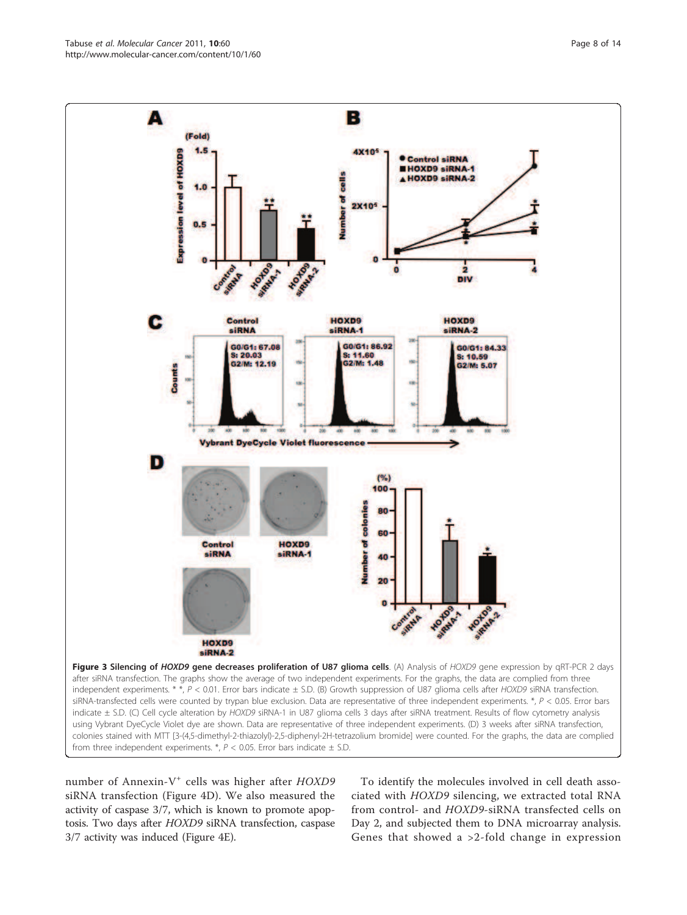**Figure 3 Silencing of *HOXD9* gene decreases proliferation of U87 glioma cells**. (A) Analysis of *HOXD9* gene expression by qRT-PCR 2 days after siRNA transfection. The graphs show the average of two independent experiments. For the graphs, the data are complied from three independent experiments. * *, $P < 0.01$. Error bars indicate ± S.D. (B) Growth suppression of U87 glioma cells after *HOXD9* siRNA transfection. siRNA-transfected cells were counted by trypan blue exclusion. Data are representative of three independent experiments. *, $P < 0.05$. Error bars indicate ± S.D. (C) Cell cycle alteration by *HOXD9* siRNA-1 in U87 glioma cells 3 days after siRNA treatment. Results of flow cytometry analysis using Vybrant DyeCycle Violet dye are shown. Data are representative of three independent experiments. (D) 3 weeks after siRNA transfection, colonies stained with MTT [3-(4,5-dimethyl-2-thiazolyl)-2,5-diphenyl-2H-tetrazolium bromide] were counted. For the graphs, the data are complied from three independent experiments. *, $P < 0.05$. Error bars indicate ± S.D.

number of Annexin-V$^+$ cells was higher after *HOXD9* siRNA transfection (Figure 4D). We also measured the activity of caspase 3/7, which is known to promote apoptosis. Two days after *HOXD9* siRNA transfection, caspase 3/7 activity was induced (Figure 4E).

To identify the molecules involved in cell death associated with *HOXD9* silencing, we extracted total RNA from control- and *HOXD9*-siRNA transfected cells on Day 2, and subjected them to DNA microarray analysis. Genes that showed a >2-fold change in expression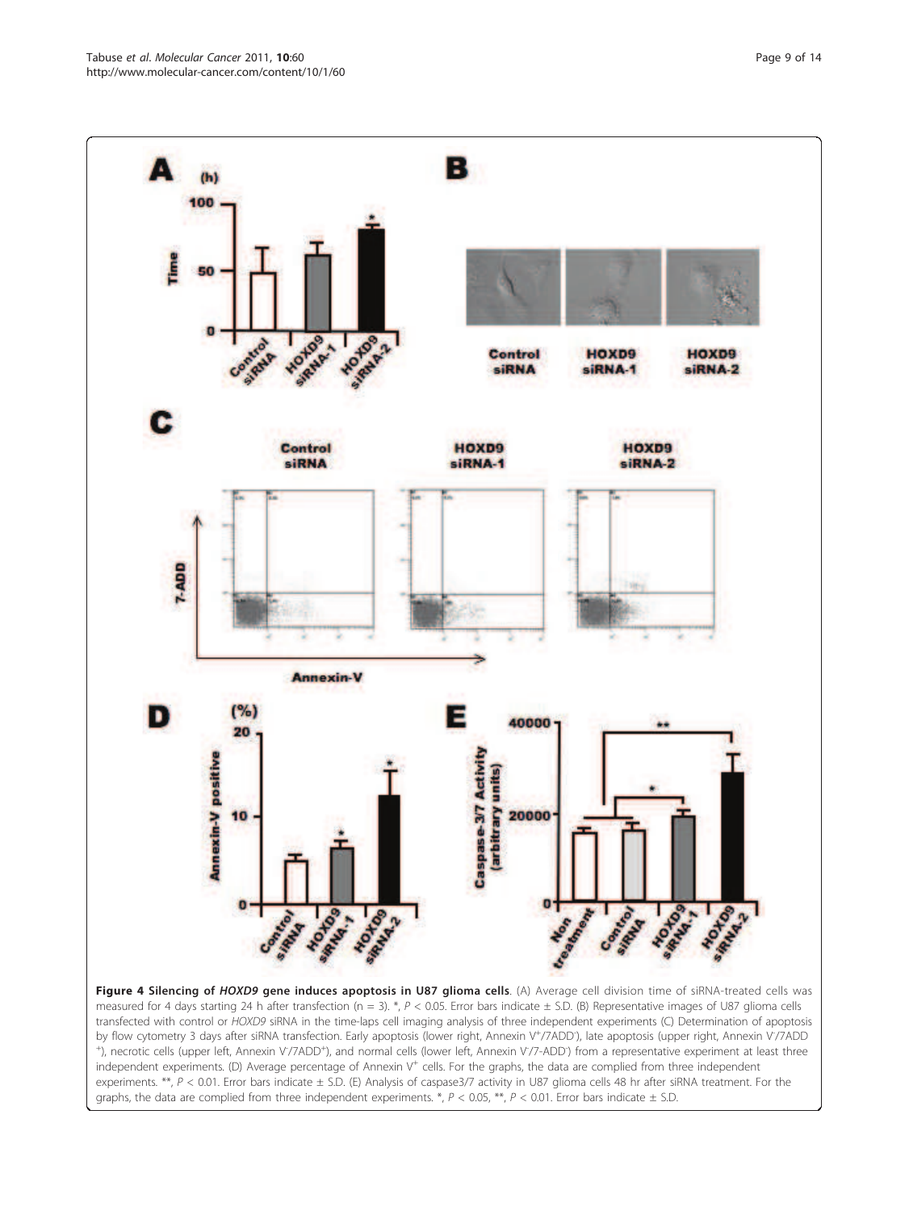**Figure 4 Silencing of *HOXD9* gene induces apoptosis in U87 glioma cells**. (A) Average cell division time of siRNA-treated cells was measured for 4 days starting 24 h after transfection (n = 3). *, $P < 0.05$. Error bars indicate ± S.D. (B) Representative images of U87 glioma cells transfected with control or *HOXD9* siRNA in the time-laps cell imaging analysis of three independent experiments (C) Determination of apoptosis by flow cytometry 3 days after siRNA transfection. Early apoptosis (lower right, Annexin $V^+$/$7ADD^-$), late apoptosis (upper right, Annexin $V^-$/$7ADD^+$), necrotic cells (upper left, Annexin $V^-$/$7ADD^+$), and normal cells (lower left, Annexin $V^-$/$7$-$ADD^-$) from a representative experiment at least three independent experiments. (D) Average percentage of Annexin $V^+$ cells. For the graphs, the data are complied from three independent experiments. **, $P < 0.01$. Error bars indicate ± S.D. (E) Analysis of caspase3/7 activity in U87 glioma cells 48 hr after siRNA treatment. For the graphs, the data are complied from three independent experiments. *, $P < 0.05$, **, $P < 0.01$. Error bars indicate ± S.D.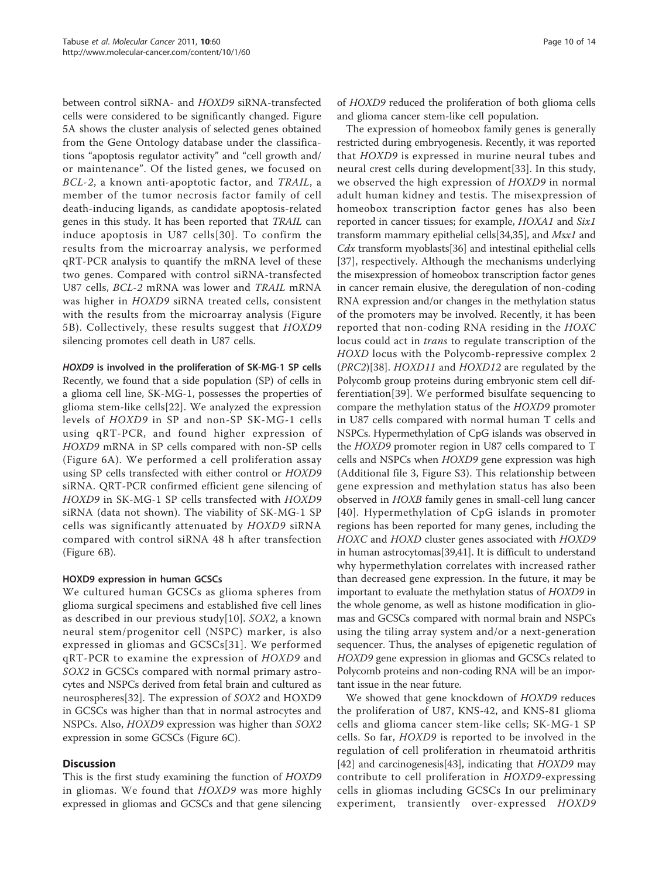between control siRNA- and *HOXD9* siRNA-transfected cells were considered to be significantly changed. Figure 5A shows the cluster analysis of selected genes obtained from the Gene Ontology database under the classifications "apoptosis regulator activity" and "cell growth and/or maintenance". Of the listed genes, we focused on *BCL-2*, a known anti-apoptotic factor, and *TRAIL*, a member of the tumor necrosis factor family of cell death-inducing ligands, as candidate apoptosis-related genes in this study. It has been reported that *TRAIL* can induce apoptosis in U87 cells[30]. To confirm the results from the microarray analysis, we performed qRT-PCR analysis to quantify the mRNA level of these two genes. Compared with control siRNA-transfected U87 cells, *BCL-2* mRNA was lower and *TRAIL* mRNA was higher in *HOXD9* siRNA treated cells, consistent with the results from the microarray analysis (Figure 5B). Collectively, these results suggest that *HOXD9* silencing promotes cell death in U87 cells.

### *HOXD9* is involved in the proliferation of SK-MG-1 SP cells

Recently, we found that a side population (SP) of cells in a glioma cell line, SK-MG-1, possesses the properties of glioma stem-like cells[22]. We analyzed the expression levels of *HOXD9* in SP and non-SP SK-MG-1 cells using qRT-PCR, and found higher expression of *HOXD9* mRNA in SP cells compared with non-SP cells (Figure 6A). We performed a cell proliferation assay using SP cells transfected with either control or *HOXD9* siRNA. QRT-PCR confirmed efficient gene silencing of *HOXD9* in SK-MG-1 SP cells transfected with *HOXD9* siRNA (data not shown). The viability of SK-MG-1 SP cells was significantly attenuated by *HOXD9* siRNA compared with control siRNA 48 h after transfection (Figure 6B).

### HOXD9 expression in human GCSCs

We cultured human GCSCs as glioma spheres from glioma surgical specimens and established five cell lines as described in our previous study[10]. *SOX2*, a known neural stem/progenitor cell (NSPC) marker, is also expressed in gliomas and GCSCs[31]. We performed qRT-PCR to examine the expression of *HOXD9* and *SOX2* in GCSCs compared with normal primary astrocytes and NSPCs derived from fetal brain and cultured as neurospheres[32]. The expression of *SOX2* and HOXD9 in GCSCs was higher than that in normal astrocytes and NSPCs. Also, *HOXD9* expression was higher than *SOX2* expression in some GCSCs (Figure 6C).

## Discussion

This is the first study examining the function of *HOXD9* in gliomas. We found that *HOXD9* was more highly expressed in gliomas and GCSCs and that gene silencing of *HOXD9* reduced the proliferation of both glioma cells and glioma cancer stem-like cell population.

The expression of homeobox family genes is generally restricted during embryogenesis. Recently, it was reported that *HOXD9* is expressed in murine neural tubes and neural crest cells during development[33]. In this study, we observed the high expression of *HOXD9* in normal adult human kidney and testis. The misexpression of homeobox transcription factor genes has also been reported in cancer tissues; for example, *HOXA1* and *Six1* transform mammary epithelial cells[34,35], and *Msx1* and *Cdx* transform myoblasts[36] and intestinal epithelial cells [37], respectively. Although the mechanisms underlying the misexpression of homeobox transcription factor genes in cancer remain elusive, the deregulation of non-coding RNA expression and/or changes in the methylation status of the promoters may be involved. Recently, it has been reported that non-coding RNA residing in the *HOXC* locus could act in *trans* to regulate transcription of the *HOXD* locus with the Polycomb-repressive complex 2 (*PRC2*)[38]. *HOXD11* and *HOXD12* are regulated by the Polycomb group proteins during embryonic stem cell differentiation[39]. We performed bisulfate sequencing to compare the methylation status of the *HOXD9* promoter in U87 cells compared with normal human T cells and NSPCs. Hypermethylation of CpG islands was observed in the *HOXD9* promoter region in U87 cells compared to T cells and NSPCs when *HOXD9* gene expression was high (Additional file 3, Figure S3). This relationship between gene expression and methylation status has also been observed in *HOXB* family genes in small-cell lung cancer [40]. Hypermethylation of CpG islands in promoter regions has been reported for many genes, including the *HOXC* and *HOXD* cluster genes associated with *HOXD9* in human astrocytomas[39,41]. It is difficult to understand why hypermethylation correlates with increased rather than decreased gene expression. In the future, it may be important to evaluate the methylation status of *HOXD9* in the whole genome, as well as histone modification in gliomas and GCSCs compared with normal brain and NSPCs using the tiling array system and/or a next-generation sequencer. Thus, the analyses of epigenetic regulation of *HOXD9* gene expression in gliomas and GCSCs related to Polycomb proteins and non-coding RNA will be an important issue in the near future.

We showed that gene knockdown of *HOXD9* reduces the proliferation of U87, KNS-42, and KNS-81 glioma cells and glioma cancer stem-like cells; SK-MG-1 SP cells. So far, *HOXD9* is reported to be involved in the regulation of cell proliferation in rheumatoid arthritis [42] and carcinogenesis[43], indicating that *HOXD9* may contribute to cell proliferation in *HOXD9*-expressing cells in gliomas including GCSCs In our preliminary experiment, transiently over-expressed *HOXD9*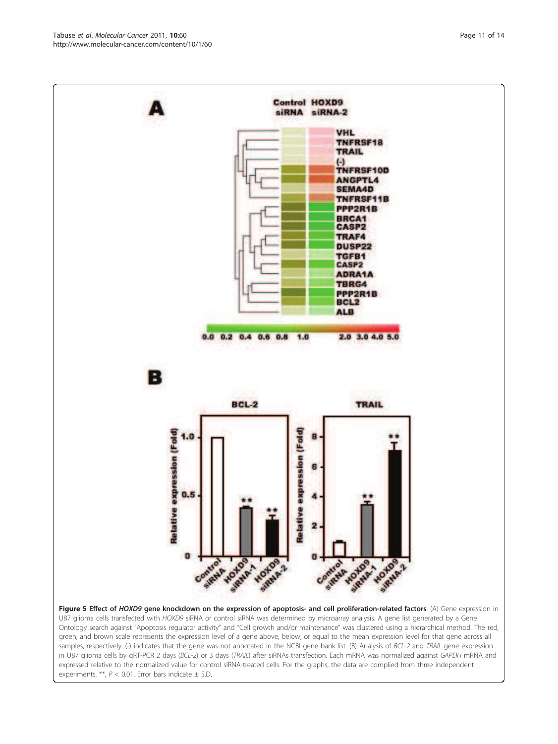**Figure 5 Effect of *HOXD9* gene knockdown on the expression of apoptosis- and cell proliferation-related factors**. (A) Gene expression in U87 glioma cells transfected with *HOXD9* siRNA or control siRNA was determined by microarray analysis. A gene list generated by a Gene Ontology search against "Apoptosis regulator activity" and "Cell growth and/or maintenance" was clustered using a hierarchical method. The red, green, and brown scale represents the expression level of a gene above, below, or equal to the mean expression level for that gene across all samples, respectively. (-) indicates that the gene was not annotated in the NCBI gene bank list. (B) Analysis of *BCL-2* and *TRAIL* gene expression in U87 glioma cells by qRT-PCR 2 days (*BCL-2*) or 3 days (*TRAIL*) after siRNAs transfection. Each mRNA was normalized against *GAPDH* mRNA and expressed relative to the normalized value for control siRNA-treated cells. For the graphs, the data are complied from three independent experiments. **, $P < 0.01$. Error bars indicate ± S.D.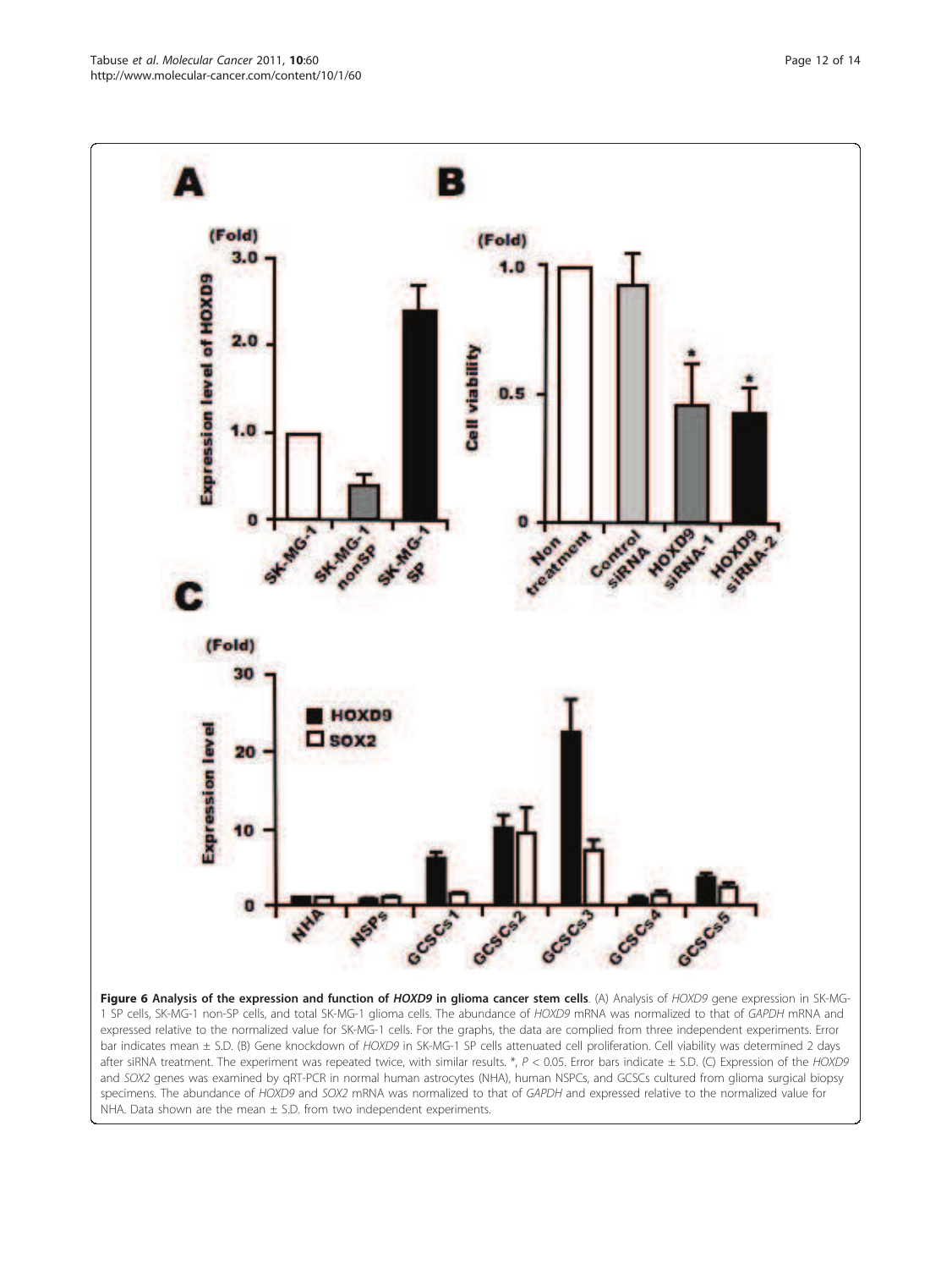**Figure 6 Analysis of the expression and function of *HOXD9* in glioma cancer stem cells**. (A) Analysis of *HOXD9* gene expression in SK-MG-1 SP cells, SK-MG-1 non-SP cells, and total SK-MG-1 glioma cells. The abundance of *HOXD9* mRNA was normalized to that of *GAPDH* mRNA and expressed relative to the normalized value for SK-MG-1 cells. For the graphs, the data are complied from three independent experiments. Error bar indicates mean ± S.D. (B) Gene knockdown of *HOXD9* in SK-MG-1 SP cells attenuated cell proliferation. Cell viability was determined 2 days after siRNA treatment. The experiment was repeated twice, with similar results. *, $P < 0.05$. Error bars indicate ± S.D. (C) Expression of the *HOXD9* and *SOX2* genes was examined by qRT-PCR in normal human astrocytes (NHA), human NSPCs, and GCSCs cultured from glioma surgical biopsy specimens. The abundance of *HOXD9* and *SOX2* mRNA was normalized to that of *GAPDH* and expressed relative to the normalized value for NHA. Data shown are the mean ± S.D. from two independent experiments.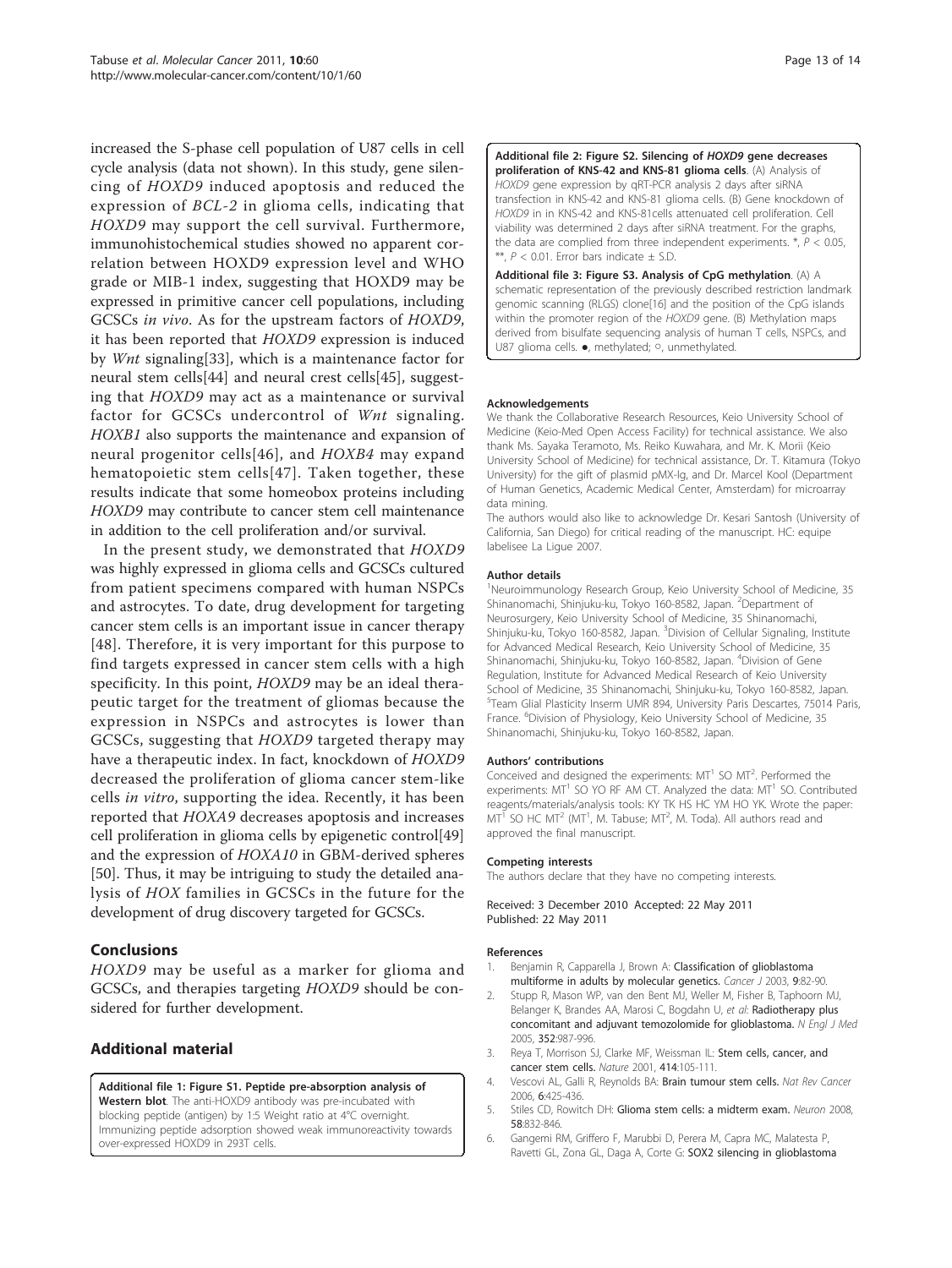increased the S-phase cell population of U87 cells in cell cycle analysis (data not shown). In this study, gene silencing of *HOXD9* induced apoptosis and reduced the expression of *BCL-2* in glioma cells, indicating that *HOXD9* may support the cell survival. Furthermore, immunohistochemical studies showed no apparent correlation between HOXD9 expression level and WHO grade or MIB-1 index, suggesting that HOXD9 may be expressed in primitive cancer cell populations, including GCSCs *in vivo*. As for the upstream factors of *HOXD9*, it has been reported that *HOXD9* expression is induced by *Wnt* signaling[33], which is a maintenance factor for neural stem cells[44] and neural crest cells[45], suggesting that *HOXD9* may act as a maintenance or survival factor for GCSCs undercontrol of *Wnt* signaling. *HOXB1* also supports the maintenance and expansion of neural progenitor cells[46], and *HOXB4* may expand hematopoietic stem cells[47]. Taken together, these results indicate that some homeobox proteins including *HOXD9* may contribute to cancer stem cell maintenance in addition to the cell proliferation and/or survival.

In the present study, we demonstrated that *HOXD9* was highly expressed in glioma cells and GCSCs cultured from patient specimens compared with human NSPCs and astrocytes. To date, drug development for targeting cancer stem cells is an important issue in cancer therapy [48]. Therefore, it is very important for this purpose to find targets expressed in cancer stem cells with a high specificity. In this point, *HOXD9* may be an ideal therapeutic target for the treatment of gliomas because the expression in NSPCs and astrocytes is lower than GCSCs, suggesting that *HOXD9* targeted therapy may have a therapeutic index. In fact, knockdown of *HOXD9* decreased the proliferation of glioma cancer stem-like cells *in vitro*, supporting the idea. Recently, it has been reported that *HOXA9* decreases apoptosis and increases cell proliferation in glioma cells by epigenetic control[49] and the expression of *HOXA10* in GBM-derived spheres [50]. Thus, it may be intriguing to study the detailed analysis of *HOX* families in GCSCs in the future for the development of drug discovery targeted for GCSCs.

## Conclusions

*HOXD9* may be useful as a marker for glioma and GCSCs, and therapies targeting *HOXD9* should be considered for further development.

## Additional material

**Additional file 1: Figure S1. Peptide pre-absorption analysis of Western blot**. The anti-HOXD9 antibody was pre-incubated with blocking peptide (antigen) by 1:5 Weight ratio at 4°C overnight. Immunizing peptide adsorption showed weak immunoreactivity towards over-expressed HOXD9 in 293T cells.

**Additional file 2: Figure S2. Silencing of *HOXD9* gene decreases proliferation of KNS-42 and KNS-81 glioma cells**. (A) Analysis of *HOXD9* gene expression by qRT-PCR analysis 2 days after siRNA transfection in KNS-42 and KNS-81 glioma cells. (B) Gene knockdown of *HOXD9* in in KNS-42 and KNS-81cells attenuated cell proliferation. Cell viability was determined 2 days after siRNA treatment. For the graphs, the data are complied from three independent experiments. *, $P < 0.05$, **, $P < 0.01$. Error bars indicate ± S.D.

**Additional file 3: Figure S3. Analysis of CpG methylation**. (A) A schematic representation of the previously described restriction landmark genomic scanning (RLGS) clone[16] and the position of the CpG islands within the promoter region of the *HOXD9* gene. (B) Methylation maps derived from bisulfate sequencing analysis of human T cells, NSPCs, and U87 glioma cells. ●, methylated; ○, unmethylated.

#### Acknowledgements

We thank the Collaborative Research Resources, Keio University School of Medicine (Keio-Med Open Access Facility) for technical assistance. We also thank Ms. Sayaka Teramoto, Ms. Reiko Kuwahara, and Mr. K. Morii (Keio University School of Medicine) for technical assistance, Dr. T. Kitamura (Tokyo University) for the gift of plasmid pMX-Ig, and Dr. Marcel Kool (Department of Human Genetics, Academic Medical Center, Amsterdam) for microarray data mining.

The authors would also like to acknowledge Dr. Kesari Santosh (University of California, San Diego) for critical reading of the manuscript. HC: equipe labelisee La Ligue 2007.

#### Author details

[1]Neuroimmunology Research Group, Keio University School of Medicine, 35 Shinanomachi, Shinjuku-ku, Tokyo 160-8582, Japan. [2]Department of Neurosurgery, Keio University School of Medicine, 35 Shinanomachi, Shinjuku-ku, Tokyo 160-8582, Japan. [3]Division of Cellular Signaling, Institute for Advanced Medical Research, Keio University School of Medicine, 35 Shinanomachi, Shinjuku-ku, Tokyo 160-8582, Japan. [4]Division of Gene Regulation, Institute for Advanced Medical Research of Keio University School of Medicine, 35 Shinanomachi, Shinjuku-ku, Tokyo 160-8582, Japan. [5]Team Glial Plasticity Inserm UMR 894, University Paris Descartes, 75014 Paris, France. [6]Division of Physiology, Keio University School of Medicine, 35 Shinanomachi, Shinjuku-ku, Tokyo 160-8582, Japan.

#### Authors' contributions

Conceived and designed the experiments: MT[1] SO MT[2]. Performed the experiments: MT[1] SO YO RF AM CT. Analyzed the data: MT[1] SO. Contributed reagents/materials/analysis tools: KY TK HS HC YM HO YK. Wrote the paper: MT[1] SO HC MT[2] (MT[1], M. Tabuse; MT[2], M. Toda). All authors read and approved the final manuscript.

#### Competing interests

The authors declare that they have no competing interests.

Received: 3 December 2010 Accepted: 22 May 2011
Published: 22 May 2011

#### References

1. Benjamin R, Capparella J, Brown A: **Classification of glioblastoma multiforme in adults by molecular genetics.** *Cancer J* 2003, **9**:82-90.
2. Stupp R, Mason WP, van den Bent MJ, Weller M, Fisher B, Taphoorn MJ, Belanger K, Brandes AA, Marosi C, Bogdahn U, *et al*: **Radiotherapy plus concomitant and adjuvant temozolomide for glioblastoma.** *N Engl J Med* 2005, **352**:987-996.
3. Reya T, Morrison SJ, Clarke MF, Weissman IL: **Stem cells, cancer, and cancer stem cells.** *Nature* 2001, **414**:105-111.
4. Vescovi AL, Galli R, Reynolds BA: **Brain tumour stem cells.** *Nat Rev Cancer* 2006, **6**:425-436.
5. Stiles CD, Rowitch DH: **Glioma stem cells: a midterm exam.** *Neuron* 2008, **58**:832-846.
6. Gangemi RM, Griffero F, Marubbi D, Perera M, Capra MC, Malatesta P, Ravetti GL, Zona GL, Daga A, Corte G: **SOX2 silencing in glioblastoma**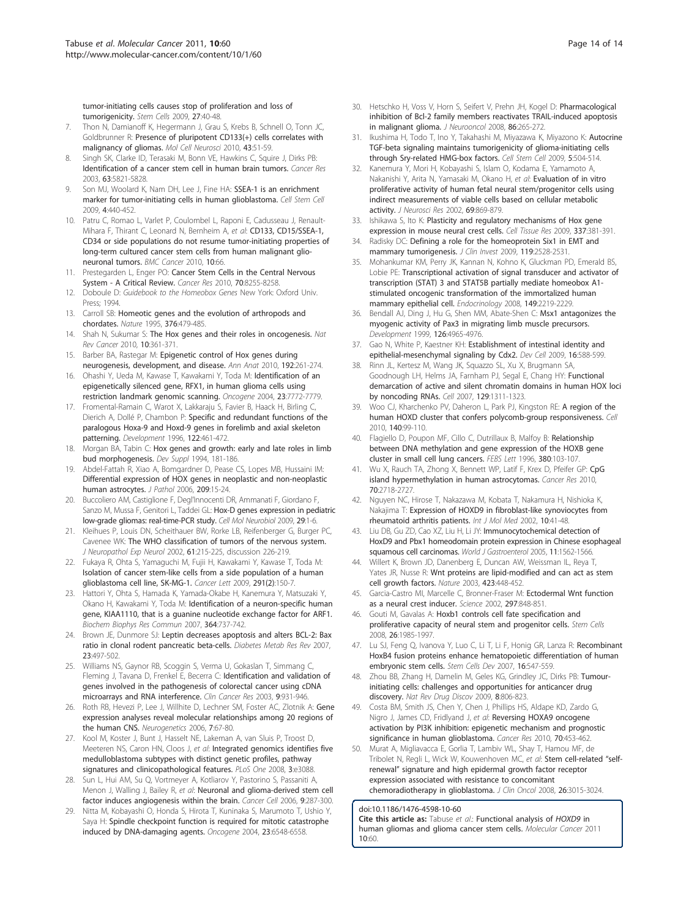tumor-initiating cells causes stop of proliferation and loss of tumorigenicity. *Stem Cells* 2009, **27**:40-48.

7. Thon N, Damianoff K, Hegermann J, Grau S, Krebs B, Schnell O, Tonn JC, Goldbrunner R: **Presence of pluripotent CD133(+) cells correlates with malignancy of gliomas.** *Mol Cell Neurosci* 2010, **43**:51-59.
8. Singh SK, Clarke ID, Terasaki M, Bonn VE, Hawkins C, Squire J, Dirks PB: **Identification of a cancer stem cell in human brain tumors.** *Cancer Res* 2003, **63**:5821-5828.
9. Son MJ, Woolard K, Nam DH, Lee J, Fine HA: **SSEA-1 is an enrichment marker for tumor-initiating cells in human glioblastoma.** *Cell Stem Cell* 2009, **4**:440-452.
10. Patru C, Romao L, Varlet P, Coulombel L, Raponi E, Cadusseau J, Renault-Mihara F, Thirant C, Leonard N, Bernheim A, *et al*: **CD133, CD15/SSEA-1, CD34 or side populations do not resume tumor-initiating properties of long-term cultured cancer stem cells from human malignant glio-neuronal tumors.** *BMC Cancer* 2010, **10**:66.
11. Prestegarden L, Enger PO: **Cancer Stem Cells in the Central Nervous System - A Critical Review.** *Cancer Res* 2010, **70**:8255-8258.
12. Doboule D: *Guidebook to the Homeobox Genes* New York: Oxford Univ. Press; 1994.
13. Carroll SB: **Homeotic genes and the evolution of arthropods and chordates.** *Nature* 1995, **376**:479-485.
14. Shah N, Sukumar S: **The Hox genes and their roles in oncogenesis.** *Nat Rev Cancer* 2010, **10**:361-371.
15. Barber BA, Rastegar M: **Epigenetic control of Hox genes during neurogenesis, development, and disease.** *Ann Anat* 2010, **192**:261-274.
16. Ohashi Y, Ueda M, Kawase T, Kawakami Y, Toda M: **Identification of an epigenetically silenced gene, RFX1, in human glioma cells using restriction landmark genomic scanning.** *Oncogene* 2004, **23**:7772-7779.
17. Fromental-Ramain C, Warot X, Lakkaraju S, Favier B, Haack H, Birling C, Dierich A, Dollé P, Chambon P: **Specific and redundant functions of the paralogous Hoxa-9 and Hoxd-9 genes in forelimb and axial skeleton patterning.** *Development* 1996, **122**:461-472.
18. Morgan BA, Tabin C: **Hox genes and growth: early and late roles in limb bud morphogenesis.** *Dev Suppl* 1994, 181-186.
19. Abdel-Fattah R, Xiao A, Bomgardner D, Pease CS, Lopes MB, Hussaini IM: **Differential expression of HOX genes in neoplastic and non-neoplastic human astrocytes.** *J Pathol* 2006, **209**:15-24.
20. Buccoliero AM, Castiglione F, Degl'Innocenti DR, Ammanati F, Giordano F, Sanzo M, Mussa F, Genitori L, Taddei GL: **Hox-D genes expression in pediatric low-grade gliomas: real-time-PCR study.** *Cell Mol Neurobiol* 2009, **29**:1-6.
21. Kleihues P, Louis DN, Scheithauer BW, Rorke LB, Reifenberger G, Burger PC, Cavenee WK: **The WHO classification of tumors of the nervous system.** *J Neuropathol Exp Neurol* 2002, **61**:215-225, discussion 226-219.
22. Fukaya R, Ohta S, Yamaguchi M, Fujii H, Kawakami Y, Kawase T, Toda M: **Isolation of cancer stem-like cells from a side population of a human glioblastoma cell line, SK-MG-1.** *Cancer Lett* 2009, **291(2)**:150-7.
23. Hattori Y, Ohta S, Hamada K, Yamada-Okabe H, Kanemura Y, Matsuzaki Y, Okano H, Kawakami Y, Toda M: **Identification of a neuron-specific human gene, KIAA1110, that is a guanine nucleotide exchange factor for ARF1.** *Biochem Biophys Res Commun* 2007, **364**:737-742.
24. Brown JE, Dunmore SJ: **Leptin decreases apoptosis and alters BCL-2: Bax ratio in clonal rodent pancreatic beta-cells.** *Diabetes Metab Res Rev* 2007, **23**:497-502.
25. Williams NS, Gaynor RB, Scoggin S, Verma U, Gokaslan T, Simmang C, Fleming J, Tavana D, Frenkel E, Becerra C: **Identification and validation of genes involved in the pathogenesis of colorectal cancer using cDNA microarrays and RNA interference.** *Clin Cancer Res* 2003, **9**:931-946.
26. Roth RB, Hevezi P, Lee J, Willhite D, Lechner SM, Foster AC, Zlotnik A: **Gene expression analyses reveal molecular relationships among 20 regions of the human CNS.** *Neurogenetics* 2006, **7**:67-80.
27. Kool M, Koster J, Bunt J, Hasselt NE, Lakeman A, van Sluis P, Troost D, Meeteren NS, Caron HN, Cloos J, *et al*: **Integrated genomics identifies five medulloblastoma subtypes with distinct genetic profiles, pathway signatures and clinicopathological features.** *PLoS One* 2008, **3**:e3088.
28. Sun L, Hui AM, Su Q, Vortmeyer A, Kotliarov Y, Pastorino S, Passaniti A, Menon J, Walling J, Bailey R, *et al*: **Neuronal and glioma-derived stem cell factor induces angiogenesis within the brain.** *Cancer Cell* 2006, **9**:287-300.
29. Nitta M, Kobayashi O, Honda S, Hirota T, Kuninaka S, Marumoto T, Ushio Y, Saya H: **Spindle checkpoint function is required for mitotic catastrophe induced by DNA-damaging agents.** *Oncogene* 2004, **23**:6548-6558.
30. Hetschko H, Voss V, Horn S, Seifert V, Prehn JH, Kogel D: **Pharmacological inhibition of Bcl-2 family members reactivates TRAIL-induced apoptosis in malignant glioma.** *J Neurooncol* 2008, **86**:265-272.
31. Ikushima H, Todo T, Ino Y, Takahashi M, Miyazawa K, Miyazono K: **Autocrine TGF-beta signaling maintains tumorigenicity of glioma-initiating cells through Sry-related HMG-box factors.** *Cell Stem Cell* 2009, **5**:504-514.
32. Kanemura Y, Mori H, Kobayashi S, Islam O, Kodama E, Yamamoto A, Nakanishi Y, Arita N, Yamasaki M, Okano H, *et al*: **Evaluation of in vitro proliferative activity of human fetal neural stem/progenitor cells using indirect measurements of viable cells based on cellular metabolic activity.** *J Neurosci Res* 2002, **69**:869-879.
33. Ishikawa S, Ito K: **Plasticity and regulatory mechanisms of Hox gene expression in mouse neural crest cells.** *Cell Tissue Res* 2009, **337**:381-391.
34. Radisky DC: **Defining a role for the homeoprotein Six1 in EMT and mammary tumorigenesis.** *J Clin Invest* 2009, **119**:2528-2531.
35. Mohankumar KM, Perry JK, Kannan N, Kohno K, Gluckman PD, Emerald BS, Lobie PE: **Transcriptional activation of signal transducer and activator of transcription (STAT) 3 and STAT5B partially mediate homeobox A1-stimulated oncogenic transformation of the immortalized human mammary epithelial cell.** *Endocrinology* 2008, **149**:2219-2229.
36. Bendall AJ, Ding J, Hu G, Shen MM, Abate-Shen C: **Msx1 antagonizes the myogenic activity of Pax3 in migrating limb muscle precursors.** *Development* 1999, **126**:4965-4976.
37. Gao N, White P, Kaestner KH: **Establishment of intestinal identity and epithelial-mesenchymal signaling by Cdx2.** *Dev Cell* 2009, **16**:588-599.
38. Rinn JL, Kertesz M, Wang JK, Squazzo SL, Xu X, Brugmann SA, Goodnough LH, Helms JA, Farnham PJ, Segal E, Chang HY: **Functional demarcation of active and silent chromatin domains in human HOX loci by noncoding RNAs.** *Cell* 2007, **129**:1311-1323.
39. Woo CJ, Kharchenko PV, Daheron L, Park PJ, Kingston RE: **A region of the human HOXD cluster that confers polycomb-group responsiveness.** *Cell* 2010, **140**:99-110.
40. Flagiello D, Poupon MF, Cillo C, Dutrillaux B, Malfoy B: **Relationship between DNA methylation and gene expression of the HOXB gene cluster in small cell lung cancers.** *FEBS Lett* 1996, **380**:103-107.
41. Wu X, Rauch TA, Zhong X, Bennett WP, Latif F, Krex D, Pfeifer GP: **CpG island hypermethylation in human astrocytomas.** *Cancer Res* 2010, **70**:2718-2727.
42. Nguyen NC, Hirose T, Nakazawa M, Kobata T, Nakamura H, Nishioka K, Nakajima T: **Expression of HOXD9 in fibroblast-like synoviocytes from rheumatoid arthritis patients.** *Int J Mol Med* 2002, **10**:41-48.
43. Liu DB, Gu ZD, Cao XZ, Liu H, Li JY: **Immunocytochemical detection of HoxD9 and Pbx1 homeodomain protein expression in Chinese esophageal squamous cell carcinomas.** *World J Gastroenterol* 2005, **11**:1562-1566.
44. Willert K, Brown JD, Danenberg E, Duncan AW, Weissman IL, Reya T, Yates JR, Nusse R: **Wnt proteins are lipid-modified and can act as stem cell growth factors.** *Nature* 2003, **423**:448-452.
45. Garcia-Castro MI, Marcelle C, Bronner-Fraser M: **Ectodermal Wnt function as a neural crest inducer.** *Science* 2002, **297**:848-851.
46. Gouti M, Gavalas A: **Hoxb1 controls cell fate specification and proliferative capacity of neural stem and progenitor cells.** *Stem Cells* 2008, **26**:1985-1997.
47. Lu SJ, Feng Q, Ivanova Y, Luo C, Li T, Li F, Honig GR, Lanza R: **Recombinant HoxB4 fusion proteins enhance hematopoietic differentiation of human embryonic stem cells.** *Stem Cells Dev* 2007, **16**:547-559.
48. Zhou BB, Zhang H, Damelin M, Geles KG, Grindley JC, Dirks PB: **Tumour-initiating cells: challenges and opportunities for anticancer drug discovery.** *Nat Rev Drug Discov* 2009, **8**:806-823.
49. Costa BM, Smith JS, Chen Y, Chen J, Phillips HS, Aldape KD, Zardo G, Nigro J, James CD, Fridlyand J, *et al*: **Reversing HOXA9 oncogene activation by PI3K inhibition: epigenetic mechanism and prognostic significance in human glioblastoma.** *Cancer Res* 2010, **70**:453-462.
50. Murat A, Migliavacca E, Gorlia T, Lambiv WL, Shay T, Hamou MF, de Tribolet N, Regli L, Wick W, Kouwenhoven MC, *et al*: **Stem cell-related "self-renewal" signature and high epidermal growth factor receptor expression associated with resistance to concomitant chemoradiotherapy in glioblastoma.** *J Clin Oncol* 2008, **26**:3015-3024.

doi:10.1186/1476-4598-10-60

**Cite this article as:** Tabuse *et al.*: Functional analysis of *HOXD9* in human gliomas and glioma cancer stem cells. *Molecular Cancer* 2011 **10**:60.